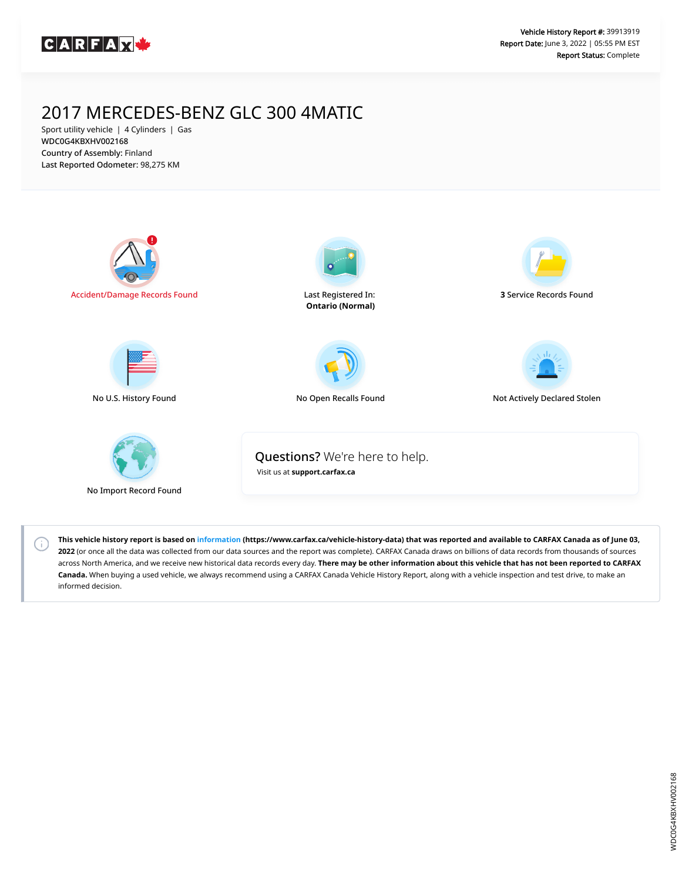CARFAX

**Vehicle History Report #:** 39913919
**Report Date:** June 3, 2022 | 05:55 PM EST
**Report Status:** Complete

# 2017 MERCEDES-BENZ GLC 300 4MATIC

Sport utility vehicle | 4 Cylinders | Gas
WDC0G4KBXHV002168
**Country of Assembly:** Finland
**Last Reported Odometer:** 98,275 KM

Accident/Damage Records Found

Last Registered In: **Ontario (Normal)**

**3** Service Records Found

No U.S. History Found

No Open Recalls Found

Not Actively Declared Stolen

No Import Record Found

**Questions?** We're here to help.
Visit us at **support.carfax.ca**

**This vehicle history report is based on information (https://www.carfax.ca/vehicle-history-data) that was reported and available to CARFAX Canada as of June 03, 2022** (or once all the data was collected from our data sources and the report was complete). CARFAX Canada draws on billions of data records from thousands of sources across North America, and we receive new historical data records every day. **There may be other information about this vehicle that has not been reported to CARFAX Canada.** When buying a used vehicle, we always recommend using a CARFAX Canada Vehicle History Report, along with a vehicle inspection and test drive, to make an informed decision.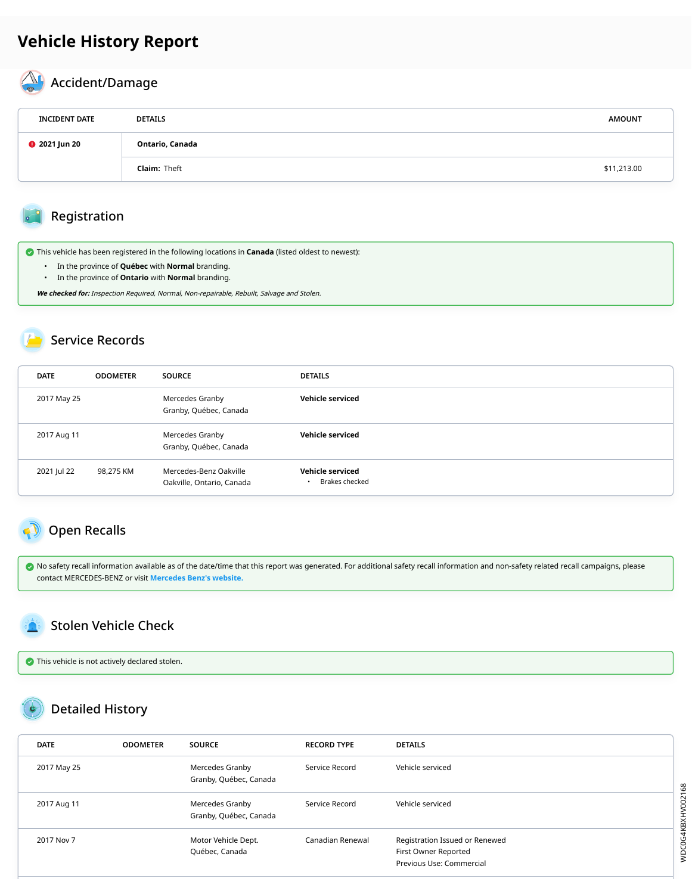# Vehicle History Report

## Accident/Damage

| INCIDENT DATE | DETAILS | AMOUNT |
| --- | --- | --- |
| 2021 Jun 20 | **Ontario, Canada** | |
| | **Claim:** Theft | $11,213.00 |

## Registration

This vehicle has been registered in the following locations in **Canada** (listed oldest to newest):

- In the province of **Québec** with **Normal** branding.
- In the province of **Ontario** with **Normal** branding.

***We checked for:*** *Inspection Required, Normal, Non-repairable, Rebuilt, Salvage and Stolen.*

## Service Records

| DATE | ODOMETER | SOURCE | DETAILS |
| --- | --- | --- | --- |
| 2017 May 25 | | Mercedes Granby<br>Granby, Québec, Canada | **Vehicle serviced** |
| 2017 Aug 11 | | Mercedes Granby<br>Granby, Québec, Canada | **Vehicle serviced** |
| 2021 Jul 22 | 98,275 KM | Mercedes-Benz Oakville<br>Oakville, Ontario, Canada | **Vehicle serviced**<br>• Brakes checked |

## Open Recalls

No safety recall information available as of the date/time that this report was generated. For additional safety recall information and non-safety related recall campaigns, please contact MERCEDES-BENZ or visit Mercedes Benz's website.

## Stolen Vehicle Check

This vehicle is not actively declared stolen.

## Detailed History

| DATE | ODOMETER | SOURCE | RECORD TYPE | DETAILS |
| --- | --- | --- | --- | --- |
| 2017 May 25 | | Mercedes Granby<br>Granby, Québec, Canada | Service Record | Vehicle serviced |
| 2017 Aug 11 | | Mercedes Granby<br>Granby, Québec, Canada | Service Record | Vehicle serviced |
| 2017 Nov 7 | | Motor Vehicle Dept.<br>Québec, Canada | Canadian Renewal | Registration Issued or Renewed<br>First Owner Reported<br>Previous Use: Commercial |

WDC0G4KBXHV002168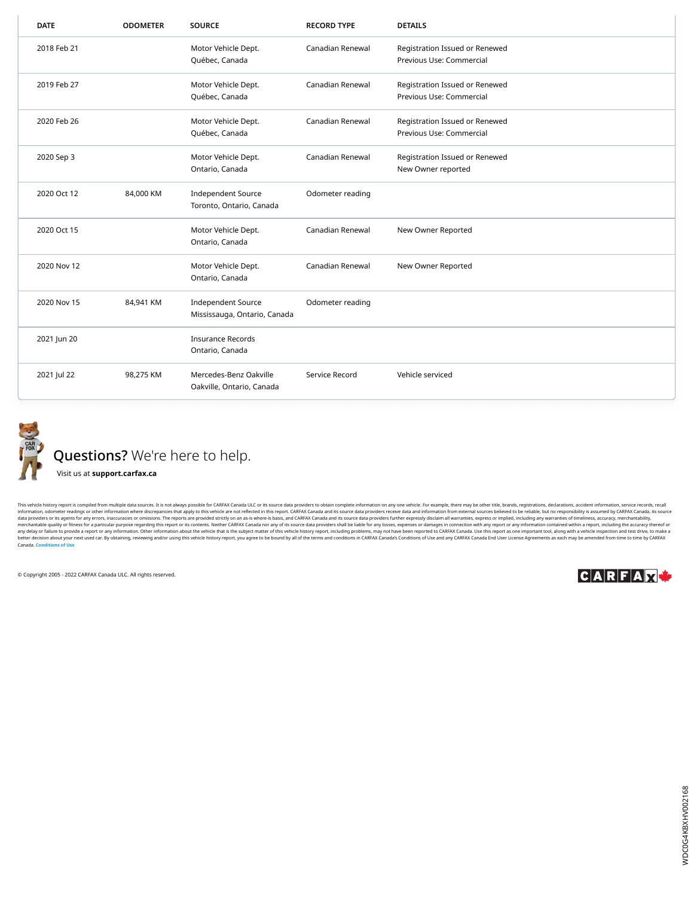| DATE | ODOMETER | SOURCE | RECORD TYPE | DETAILS |
| --- | --- | --- | --- | --- |
| 2018 Feb 21 | | Motor Vehicle Dept. Québec, Canada | Canadian Renewal | Registration Issued or Renewed Previous Use: Commercial |
| 2019 Feb 27 | | Motor Vehicle Dept. Québec, Canada | Canadian Renewal | Registration Issued or Renewed Previous Use: Commercial |
| 2020 Feb 26 | | Motor Vehicle Dept. Québec, Canada | Canadian Renewal | Registration Issued or Renewed Previous Use: Commercial |
| 2020 Sep 3 | | Motor Vehicle Dept. Ontario, Canada | Canadian Renewal | Registration Issued or Renewed New Owner reported |
| 2020 Oct 12 | 84,000 KM | Independent Source Toronto, Ontario, Canada | Odometer reading | |
| 2020 Oct 15 | | Motor Vehicle Dept. Ontario, Canada | Canadian Renewal | New Owner Reported |
| 2020 Nov 12 | | Motor Vehicle Dept. Ontario, Canada | Canadian Renewal | New Owner Reported |
| 2020 Nov 15 | 84,941 KM | Independent Source Mississauga, Ontario, Canada | Odometer reading | |
| 2021 Jun 20 | | Insurance Records Ontario, Canada | | |
| 2021 Jul 22 | 98,275 KM | Mercedes-Benz Oakville Oakville, Ontario, Canada | Service Record | Vehicle serviced |

**Questions?** We're here to help.

Visit us at **support.carfax.ca**

This vehicle history report is compiled from multiple data sources. It is not always possible for CARFAX Canada ULC or its source data providers to obtain complete information on any one vehicle. For example, there may be other title, brands, registrations, declarations, accident information, service records, recall information, odometer readings or other information where discrepancies that apply to this vehicle are not reflected in this report. CARFAX Canada and its source data providers receive data and information from external sources believed to be reliable, but no responsibility is assumed by CARFAX Canada, its source data providers or its agents for any errors, inaccuracies or omissions. The reports are provided strictly on an as-is where-is basis, and CARFAX Canada and its source data providers further expressly disclaim all warranties, express or implied, including any warranties of timeliness, accuracy, merchantability, merchantable quality or fitness for a particular purpose regarding this report or its contents. Neither CARFAX Canada nor any of its source data providers shall be liable for any losses, expenses or damages in connection with any report or any information contained within a report, including the accuracy thereof or any delay or failure to provide a report or any information. Other information about the vehicle that is the subject matter of this vehicle history report, including problems, may not have been reported to CARFAX Canada. Use this report as one important tool, along with a vehicle inspection and test drive, to make a better decision about your next used car. By obtaining, reviewing and/or using this vehicle history report, you agree to be bound by all of the terms and conditions in CARFAX Canada's Conditions of Use and any CARFAX Canada End User License Agreements as each may be amended from time to time by CARFAX Canada. Conditions of Use

© Copyright 2005 - 2022 CARFAX Canada ULC. All rights reserved.

WDC0G4KBXHV002168